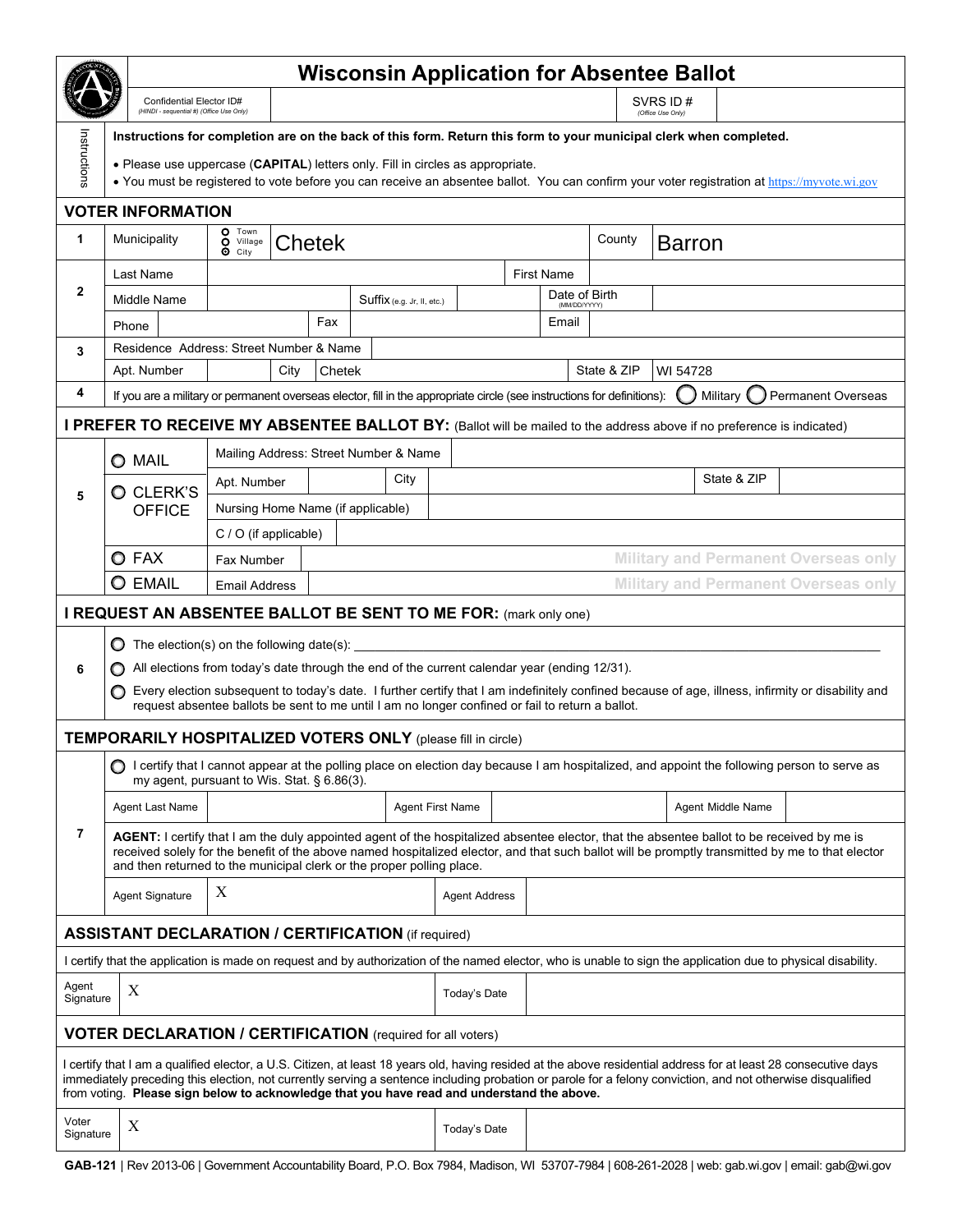# Wisconsin Application for Absentee Ballot

| Confidential Elector ID# (HINDI - sequential #) (Office Use Only) | | SVRS ID # (Office Use Only) | |
|---|---|---|---|

**Instructions**

**Instructions for completion are on the back of this form. Return this form to your municipal clerk when completed.**

- Please use uppercase (**CAPITAL**) letters only. Fill in circles as appropriate.
- You must be registered to vote before you can receive an absentee ballot. You can confirm your voter registration at https://myvote.wi.gov

## VOTER INFORMATION

| | | | | | | | |
|---|---|---|---|---|---|---|---|
| 1 | Municipality | ○ Town ○ Village ⦿ City | Chetek | | County | Barron | |
| 2 | Last Name | | | | First Name | | |
| | Middle Name | | Suffix (e.g. Jr, II, etc.) | | Date of Birth (MM/DD/YYYY) | | |
| | Phone | | Fax | | Email | | |
| 3 | Residence Address: Street Number & Name | | | | | | |
| | Apt. Number | | City | Chetek | State & ZIP | WI 54728 | |
| 4 | If you are a military or permanent overseas elector, fill in the appropriate circle (see instructions for definitions): ○ Military ○ Permanent Overseas | | | | | | |

## I PREFER TO RECEIVE MY ABSENTEE BALLOT BY: (Ballot will be mailed to the address above if no preference is indicated)

| | | | | | | |
|---|---|---|---|---|---|---|
| 5 | ○ MAIL | Mailing Address: Street Number & Name | | | | |
| | ○ CLERK'S OFFICE | Apt. Number | | City | | State & ZIP |
| | | Nursing Home Name (if applicable) | | | | |
| | | C / O (if applicable) | | | | |
| | ○ FAX | Fax Number | Military and Permanent Overseas only | | | |
| | ○ EMAIL | Email Address | Military and Permanent Overseas only | | | |

## I REQUEST AN ABSENTEE BALLOT BE SENT TO ME FOR: (mark only one)

**6**

- ○ The election(s) on the following date(s): ______________________________
- ○ All elections from today's date through the end of the current calendar year (ending 12/31).
- ○ Every election subsequent to today's date. I further certify that I am indefinitely confined because of age, illness, infirmity or disability and request absentee ballots be sent to me until I am no longer confined or fail to return a ballot.

## TEMPORARILY HOSPITALIZED VOTERS ONLY (please fill in circle)

**7**

○ I certify that I cannot appear at the polling place on election day because I am hospitalized, and appoint the following person to serve as my agent, pursuant to Wis. Stat. § 6.86(3).

| Agent Last Name | | Agent First Name | | Agent Middle Name | |
|---|---|---|---|---|---|

**AGENT:** I certify that I am the duly appointed agent of the hospitalized absentee elector, that the absentee ballot to be received by me is received solely for the benefit of the above named hospitalized elector, and that such ballot will be promptly transmitted by me to that elector and then returned to the municipal clerk or the proper polling place.

| Agent Signature | X | Agent Address | |
|---|---|---|---|

## ASSISTANT DECLARATION / CERTIFICATION (if required)

I certify that the application is made on request and by authorization of the named elector, who is unable to sign the application due to physical disability.

| Agent Signature | X | Today's Date | |
|---|---|---|---|

## VOTER DECLARATION / CERTIFICATION (required for all voters)

I certify that I am a qualified elector, a U.S. Citizen, at least 18 years old, having resided at the above residential address for at least 28 consecutive days immediately preceding this election, not currently serving a sentence including probation or parole for a felony conviction, and not otherwise disqualified from voting. **Please sign below to acknowledge that you have read and understand the above.**

| Voter Signature | X | Today's Date | |
|---|---|---|---|

**GAB-121** | Rev 2013-06 | Government Accountability Board, P.O. Box 7984, Madison, WI 53707-7984 | 608-261-2028 | web: gab.wi.gov | email: gab@wi.gov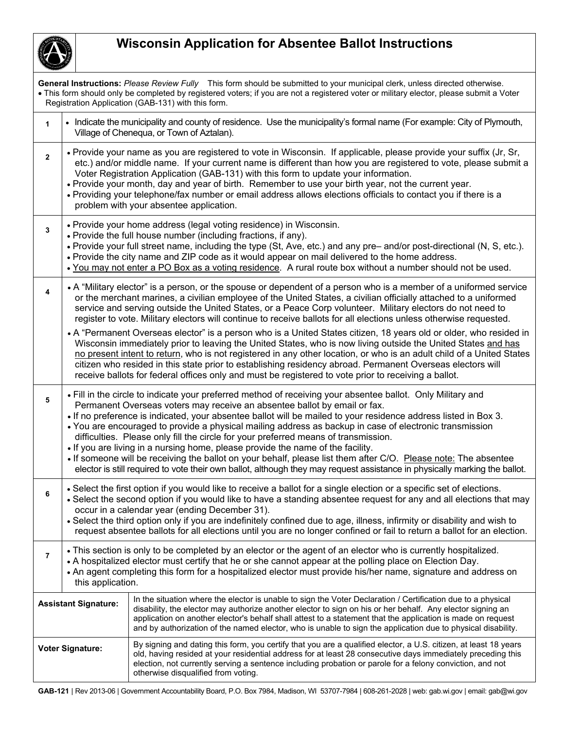# Wisconsin Application for Absentee Ballot Instructions

**General Instructions:** *Please Review Fully* This form should be submitted to your municipal clerk, unless directed otherwise.

- This form should only be completed by registered voters; if you are not a registered voter or military elector, please submit a Voter Registration Application (GAB-131) with this form.

| | |
|---|---|
| **1** | • Indicate the municipality and county of residence. Use the municipality's formal name (For example: City of Plymouth, Village of Chenequa, or Town of Aztalan). |
| **2** | • Provide your name as you are registered to vote in Wisconsin. If applicable, please provide your suffix (Jr, Sr, etc.) and/or middle name. If your current name is different than how you are registered to vote, please submit a Voter Registration Application (GAB-131) with this form to update your information.<br>• Provide your month, day and year of birth. Remember to use your birth year, not the current year.<br>• Providing your telephone/fax number or email address allows elections officials to contact you if there is a problem with your absentee application. |
| **3** | • Provide your home address (legal voting residence) in Wisconsin.<br>• Provide the full house number (including fractions, if any).<br>• Provide your full street name, including the type (St, Ave, etc.) and any pre– and/or post-directional (N, S, etc.).<br>• Provide the city name and ZIP code as it would appear on mail delivered to the home address.<br>• <u>You may not enter a PO Box as a voting residence</u>. A rural route box without a number should not be used. |
| **4** | • A "Military elector" is a person, or the spouse or dependent of a person who is a member of a uniformed service or the merchant marines, a civilian employee of the United States, a civilian officially attached to a uniformed service and serving outside the United States, or a Peace Corp volunteer. Military electors do not need to register to vote. Military electors will continue to receive ballots for all elections unless otherwise requested.<br>• A "Permanent Overseas elector" is a person who is a United States citizen, 18 years old or older, who resided in Wisconsin immediately prior to leaving the United States, who is now living outside the United States <u>and has no present intent to return</u>, who is not registered in any other location, or who is an adult child of a United States citizen who resided in this state prior to establishing residency abroad. Permanent Overseas electors will receive ballots for federal offices only and must be registered to vote prior to receiving a ballot. |
| **5** | • Fill in the circle to indicate your preferred method of receiving your absentee ballot. Only Military and Permanent Overseas voters may receive an absentee ballot by email or fax.<br>• If no preference is indicated, your absentee ballot will be mailed to your residence address listed in Box 3.<br>• You are encouraged to provide a physical mailing address as backup in case of electronic transmission difficulties. Please only fill the circle for your preferred means of transmission.<br>• If you are living in a nursing home, please provide the name of the facility.<br>• If someone will be receiving the ballot on your behalf, please list them after C/O. <u>Please note:</u> The absentee elector is still required to vote their own ballot, although they may request assistance in physically marking the ballot. |
| **6** | • Select the first option if you would like to receive a ballot for a single election or a specific set of elections.<br>• Select the second option if you would like to have a standing absentee request for any and all elections that may occur in a calendar year (ending December 31).<br>• Select the third option only if you are indefinitely confined due to age, illness, infirmity or disability and wish to request absentee ballots for all elections until you are no longer confined or fail to return a ballot for an election. |
| **7** | • This section is only to be completed by an elector or the agent of an elector who is currently hospitalized.<br>• A hospitalized elector must certify that he or she cannot appear at the polling place on Election Day.<br>• An agent completing this form for a hospitalized elector must provide his/her name, signature and address on this application. |
| **Assistant Signature:** | In the situation where the elector is unable to sign the Voter Declaration / Certification due to a physical disability, the elector may authorize another elector to sign on his or her behalf. Any elector signing an application on another elector's behalf shall attest to a statement that the application is made on request and by authorization of the named elector, who is unable to sign the application due to physical disability. |
| **Voter Signature:** | By signing and dating this form, you certify that you are a qualified elector, a U.S. citizen, at least 18 years old, having resided at your residential address for at least 28 consecutive days immediately preceding this election, not currently serving a sentence including probation or parole for a felony conviction, and not otherwise disqualified from voting. |

**GAB-121** | Rev 2013-06 | Government Accountability Board, P.O. Box 7984, Madison, WI 53707-7984 | 608-261-2028 | web: gab.wi.gov | email: gab@wi.gov